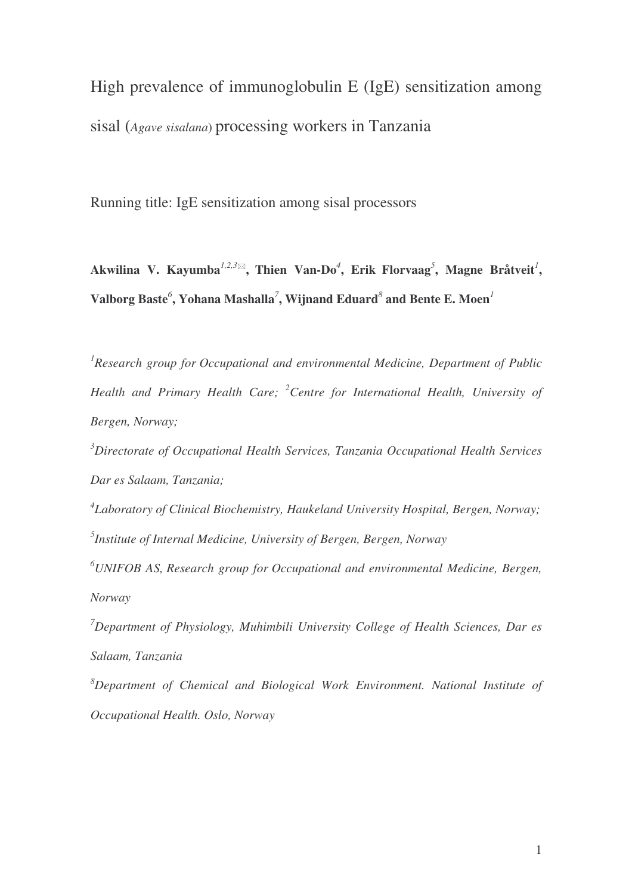# High prevalence of immunoglobulin E (IgE) sensitization among sisal (*Agave sisalana*) processing workers in Tanzania

Running title: IgE sensitization among sisal processors

**Akwilina V. Kayumba[1,2,3]✉, Thien Van-Do[4], Erik Florvaag[5], Magne Bråtveit[1], Valborg Baste[6], Yohana Mashalla[7], Wijnand Eduard[8] and Bente E. Moen[1]**

[1]*Research group for Occupational and environmental Medicine, Department of Public Health and Primary Health Care;* [2]*Centre for International Health, University of Bergen, Norway;*

[3]*Directorate of Occupational Health Services, Tanzania Occupational Health Services Dar es Salaam, Tanzania;*

[4]*Laboratory of Clinical Biochemistry, Haukeland University Hospital, Bergen, Norway;*

[5]*Institute of Internal Medicine, University of Bergen, Bergen, Norway*

[6]*UNIFOB AS, Research group for Occupational and environmental Medicine, Bergen, Norway*

[7]*Department of Physiology, Muhimbili University College of Health Sciences, Dar es Salaam, Tanzania*

[8]*Department of Chemical and Biological Work Environment. National Institute of Occupational Health. Oslo, Norway*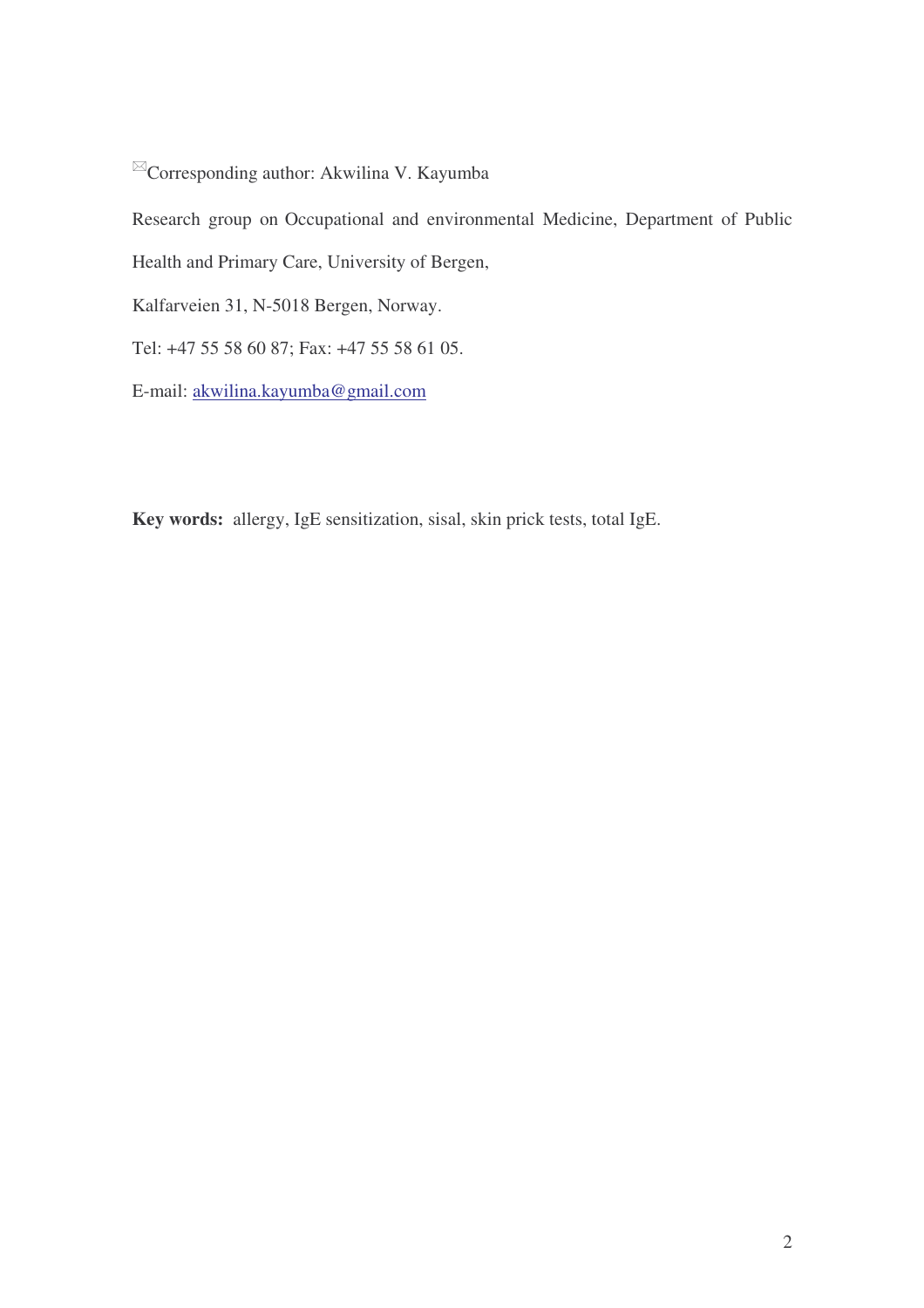✉Corresponding author: Akwilina V. Kayumba

Research group on Occupational and environmental Medicine, Department of Public Health and Primary Care, University of Bergen,

Kalfarveien 31, N-5018 Bergen, Norway.

Tel: +47 55 58 60 87; Fax: +47 55 58 61 05.

E-mail: akwilina.kayumba@gmail.com

**Key words:** allergy, IgE sensitization, sisal, skin prick tests, total IgE.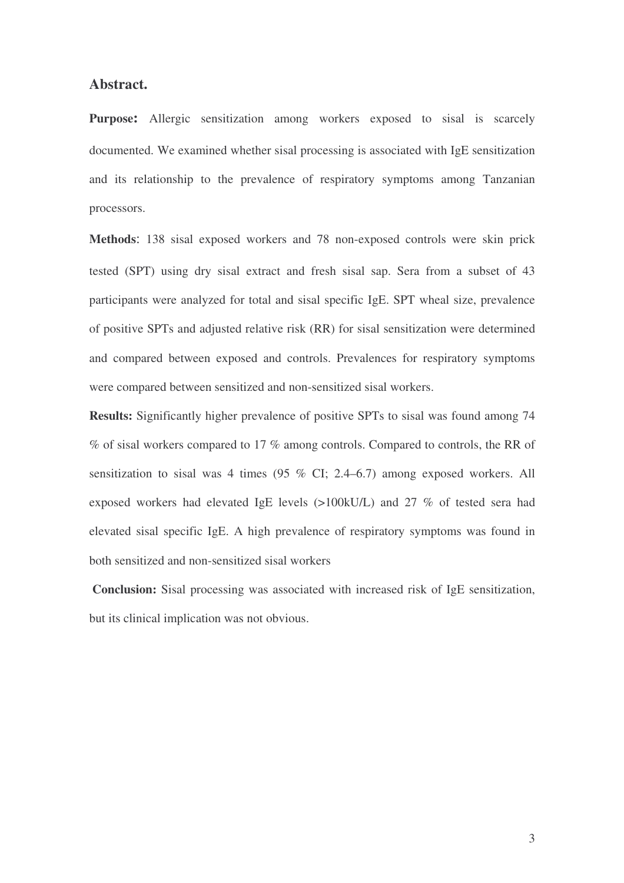## Abstract.

**Purpose:** Allergic sensitization among workers exposed to sisal is scarcely documented. We examined whether sisal processing is associated with IgE sensitization and its relationship to the prevalence of respiratory symptoms among Tanzanian processors.

**Methods**: 138 sisal exposed workers and 78 non-exposed controls were skin prick tested (SPT) using dry sisal extract and fresh sisal sap. Sera from a subset of 43 participants were analyzed for total and sisal specific IgE. SPT wheal size, prevalence of positive SPTs and adjusted relative risk (RR) for sisal sensitization were determined and compared between exposed and controls. Prevalences for respiratory symptoms were compared between sensitized and non-sensitized sisal workers.

**Results:** Significantly higher prevalence of positive SPTs to sisal was found among 74 % of sisal workers compared to 17 % among controls. Compared to controls, the RR of sensitization to sisal was 4 times (95 % CI; 2.4–6.7) among exposed workers. All exposed workers had elevated IgE levels (>100kU/L) and 27 % of tested sera had elevated sisal specific IgE. A high prevalence of respiratory symptoms was found in both sensitized and non-sensitized sisal workers

**Conclusion:** Sisal processing was associated with increased risk of IgE sensitization, but its clinical implication was not obvious.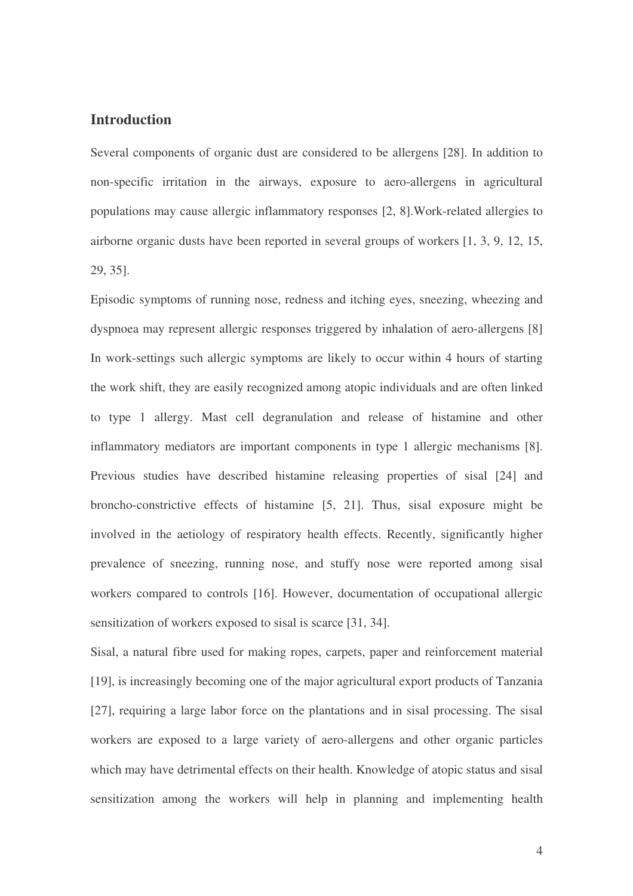## Introduction

Several components of organic dust are considered to be allergens [28]. In addition to non-specific irritation in the airways, exposure to aero-allergens in agricultural populations may cause allergic inflammatory responses [2, 8].Work-related allergies to airborne organic dusts have been reported in several groups of workers [1, 3, 9, 12, 15, 29, 35].

Episodic symptoms of running nose, redness and itching eyes, sneezing, wheezing and dyspnoea may represent allergic responses triggered by inhalation of aero-allergens [8] In work-settings such allergic symptoms are likely to occur within 4 hours of starting the work shift, they are easily recognized among atopic individuals and are often linked to type 1 allergy. Mast cell degranulation and release of histamine and other inflammatory mediators are important components in type 1 allergic mechanisms [8]. Previous studies have described histamine releasing properties of sisal [24] and broncho-constrictive effects of histamine [5, 21]. Thus, sisal exposure might be involved in the aetiology of respiratory health effects. Recently, significantly higher prevalence of sneezing, running nose, and stuffy nose were reported among sisal workers compared to controls [16]. However, documentation of occupational allergic sensitization of workers exposed to sisal is scarce [31, 34].

Sisal, a natural fibre used for making ropes, carpets, paper and reinforcement material [19], is increasingly becoming one of the major agricultural export products of Tanzania [27], requiring a large labor force on the plantations and in sisal processing. The sisal workers are exposed to a large variety of aero-allergens and other organic particles which may have detrimental effects on their health. Knowledge of atopic status and sisal sensitization among the workers will help in planning and implementing health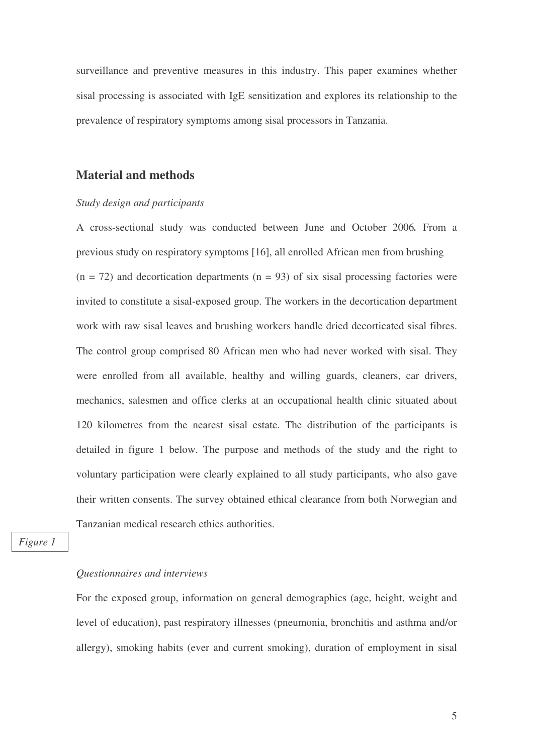surveillance and preventive measures in this industry. This paper examines whether sisal processing is associated with IgE sensitization and explores its relationship to the prevalence of respiratory symptoms among sisal processors in Tanzania.

## Material and methods

*Study design and participants*

A cross-sectional study was conducted between June and October 2006**.** From a previous study on respiratory symptoms [16], all enrolled African men from brushing (n = 72) and decortication departments (n = 93) of six sisal processing factories were invited to constitute a sisal-exposed group. The workers in the decortication department work with raw sisal leaves and brushing workers handle dried decorticated sisal fibres. The control group comprised 80 African men who had never worked with sisal. They were enrolled from all available, healthy and willing guards, cleaners, car drivers, mechanics, salesmen and office clerks at an occupational health clinic situated about 120 kilometres from the nearest sisal estate. The distribution of the participants is detailed in figure 1 below. The purpose and methods of the study and the right to voluntary participation were clearly explained to all study participants, who also gave their written consents. The survey obtained ethical clearance from both Norwegian and Tanzanian medical research ethics authorities.

*Figure 1*

*Questionnaires and interviews*

For the exposed group, information on general demographics (age, height, weight and level of education), past respiratory illnesses (pneumonia, bronchitis and asthma and/or allergy), smoking habits (ever and current smoking), duration of employment in sisal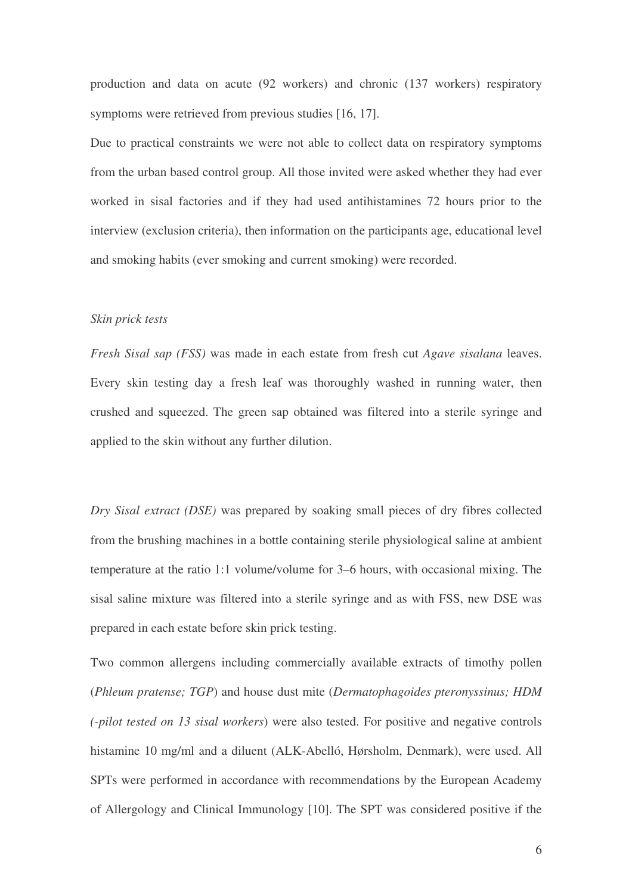production and data on acute (92 workers) and chronic (137 workers) respiratory symptoms were retrieved from previous studies [16, 17].

Due to practical constraints we were not able to collect data on respiratory symptoms from the urban based control group. All those invited were asked whether they had ever worked in sisal factories and if they had used antihistamines 72 hours prior to the interview (exclusion criteria), then information on the participants age, educational level and smoking habits (ever smoking and current smoking) were recorded.

*Skin prick tests*

*Fresh Sisal sap (FSS)* was made in each estate from fresh cut *Agave sisalana* leaves. Every skin testing day a fresh leaf was thoroughly washed in running water, then crushed and squeezed. The green sap obtained was filtered into a sterile syringe and applied to the skin without any further dilution.

*Dry Sisal extract (DSE)* was prepared by soaking small pieces of dry fibres collected from the brushing machines in a bottle containing sterile physiological saline at ambient temperature at the ratio 1:1 volume/volume for 3–6 hours, with occasional mixing. The sisal saline mixture was filtered into a sterile syringe and as with FSS, new DSE was prepared in each estate before skin prick testing.

Two common allergens including commercially available extracts of timothy pollen (*Phleum pratense; TGP*) and house dust mite (*Dermatophagoides pteronyssinus; HDM (-pilot tested on 13 sisal workers*) were also tested. For positive and negative controls histamine 10 mg/ml and a diluent (ALK-Abelló, Hørsholm, Denmark), were used. All SPTs were performed in accordance with recommendations by the European Academy of Allergology and Clinical Immunology [10]. The SPT was considered positive if the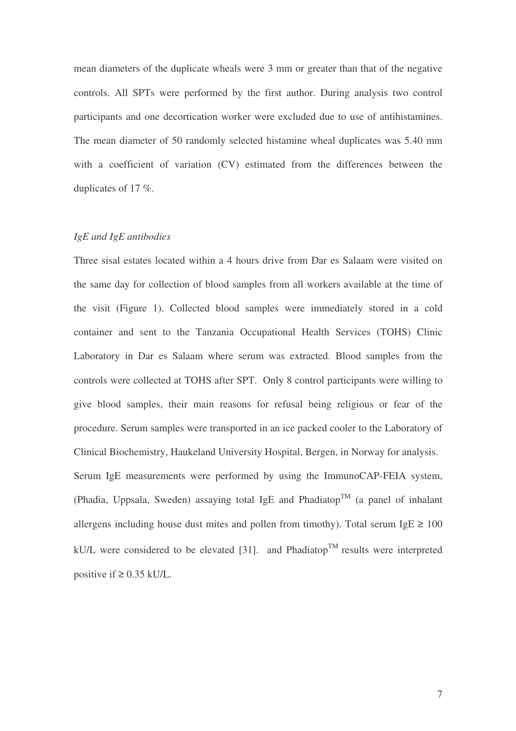mean diameters of the duplicate wheals were 3 mm or greater than that of the negative controls. All SPTs were performed by the first author. During analysis two control participants and one decortication worker were excluded due to use of antihistamines. The mean diameter of 50 randomly selected histamine wheal duplicates was 5.40 mm with a coefficient of variation (CV) estimated from the differences between the duplicates of 17 %.

*IgE and IgE antibodies*

Three sisal estates located within a 4 hours drive from Dar es Salaam were visited on the same day for collection of blood samples from all workers available at the time of the visit (Figure 1). Collected blood samples were immediately stored in a cold container and sent to the Tanzania Occupational Health Services (TOHS) Clinic Laboratory in Dar es Salaam where serum was extracted. Blood samples from the controls were collected at TOHS after SPT. Only 8 control participants were willing to give blood samples, their main reasons for refusal being religious or fear of the procedure. Serum samples were transported in an ice packed cooler to the Laboratory of Clinical Biochemistry, Haukeland University Hospital, Bergen, in Norway for analysis.
Serum IgE measurements were performed by using the ImmunoCAP-FEIA system, (Phadia, Uppsala, Sweden) assaying total IgE and Phadiatop™ (a panel of inhalant allergens including house dust mites and pollen from timothy). Total serum IgE $\geq$ 100 kU/L were considered to be elevated [31]. and Phadiatop™ results were interpreted positive if $\geq$ 0.35 kU/L.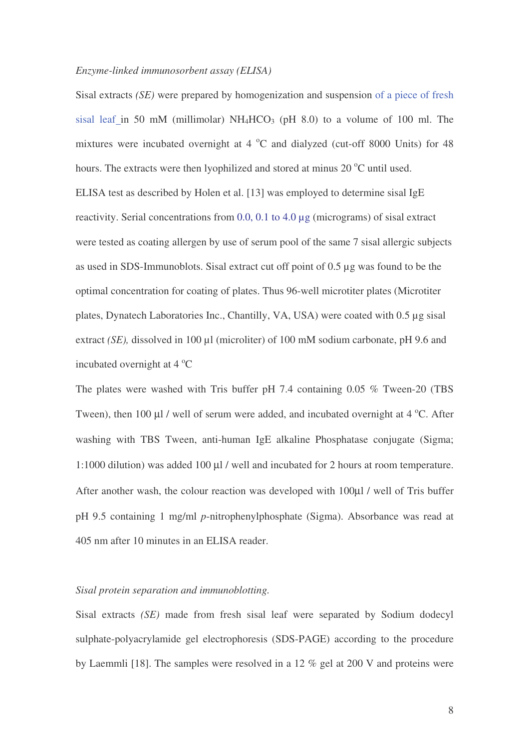*Enzyme-linked immunosorbent assay (ELISA)*

Sisal extracts *(SE)* were prepared by homogenization and suspension of a piece of fresh sisal leaf in 50 mM (millimolar) $NH_4HCO_3$ (pH 8.0) to a volume of 100 ml. The mixtures were incubated overnight at 4 °C and dialyzed (cut-off 8000 Units) for 48 hours. The extracts were then lyophilized and stored at minus 20 °C until used.

ELISA test as described by Holen et al. [13] was employed to determine sisal IgE reactivity. Serial concentrations from 0.0, 0.1 to 4.0 µg (micrograms) of sisal extract were tested as coating allergen by use of serum pool of the same 7 sisal allergic subjects as used in SDS-Immunoblots. Sisal extract cut off point of 0.5 µg was found to be the optimal concentration for coating of plates. Thus 96-well microtiter plates (Microtiter plates, Dynatech Laboratories Inc., Chantilly, VA, USA) were coated with 0.5 µg sisal extract *(SE),* dissolved in 100 µl (microliter) of 100 mM sodium carbonate, pH 9.6 and incubated overnight at 4 °C

The plates were washed with Tris buffer pH 7.4 containing 0.05 % Tween-20 (TBS Tween), then 100 µl / well of serum were added, and incubated overnight at 4 °C. After washing with TBS Tween, anti-human IgE alkaline Phosphatase conjugate (Sigma; 1:1000 dilution) was added 100 µl / well and incubated for 2 hours at room temperature. After another wash, the colour reaction was developed with 100µl / well of Tris buffer pH 9.5 containing 1 mg/ml *p*-nitrophenylphosphate (Sigma). Absorbance was read at 405 nm after 10 minutes in an ELISA reader.

*Sisal protein separation and immunoblotting.*

Sisal extracts *(SE)* made from fresh sisal leaf were separated by Sodium dodecyl sulphate-polyacrylamide gel electrophoresis (SDS-PAGE) according to the procedure by Laemmli [18]. The samples were resolved in a 12 % gel at 200 V and proteins were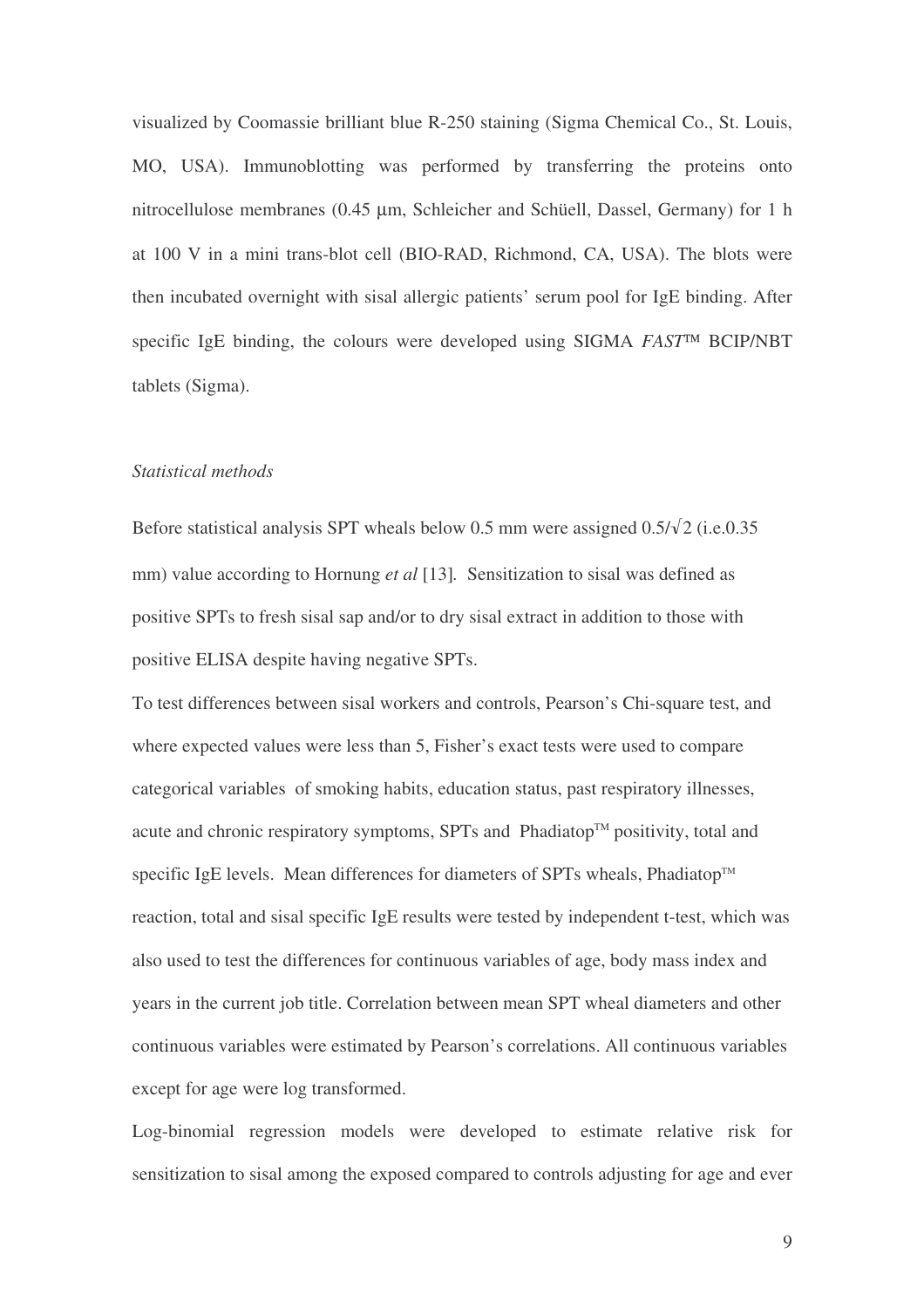visualized by Coomassie brilliant blue R-250 staining (Sigma Chemical Co., St. Louis, MO, USA). Immunoblotting was performed by transferring the proteins onto nitrocellulose membranes (0.45 µm, Schleicher and Schüell, Dassel, Germany) for 1 h at 100 V in a mini trans-blot cell (BIO-RAD, Richmond, CA, USA). The blots were then incubated overnight with sisal allergic patients' serum pool for IgE binding. After specific IgE binding, the colours were developed using SIGMA *FAST*™ BCIP/NBT tablets (Sigma).

*Statistical methods*

Before statistical analysis SPT wheals below 0.5 mm were assigned $0.5/\sqrt{2}$ (i.e.0.35 mm) value according to Hornung *et al* [13]. Sensitization to sisal was defined as positive SPTs to fresh sisal sap and/or to dry sisal extract in addition to those with positive ELISA despite having negative SPTs.

To test differences between sisal workers and controls, Pearson's Chi-square test, and where expected values were less than 5, Fisher's exact tests were used to compare categorical variables of smoking habits, education status, past respiratory illnesses, acute and chronic respiratory symptoms, SPTs and Phadiatop™ positivity, total and specific IgE levels. Mean differences for diameters of SPTs wheals, Phadiatop™ reaction, total and sisal specific IgE results were tested by independent t-test, which was also used to test the differences for continuous variables of age, body mass index and years in the current job title. Correlation between mean SPT wheal diameters and other continuous variables were estimated by Pearson's correlations. All continuous variables except for age were log transformed.

Log-binomial regression models were developed to estimate relative risk for sensitization to sisal among the exposed compared to controls adjusting for age and ever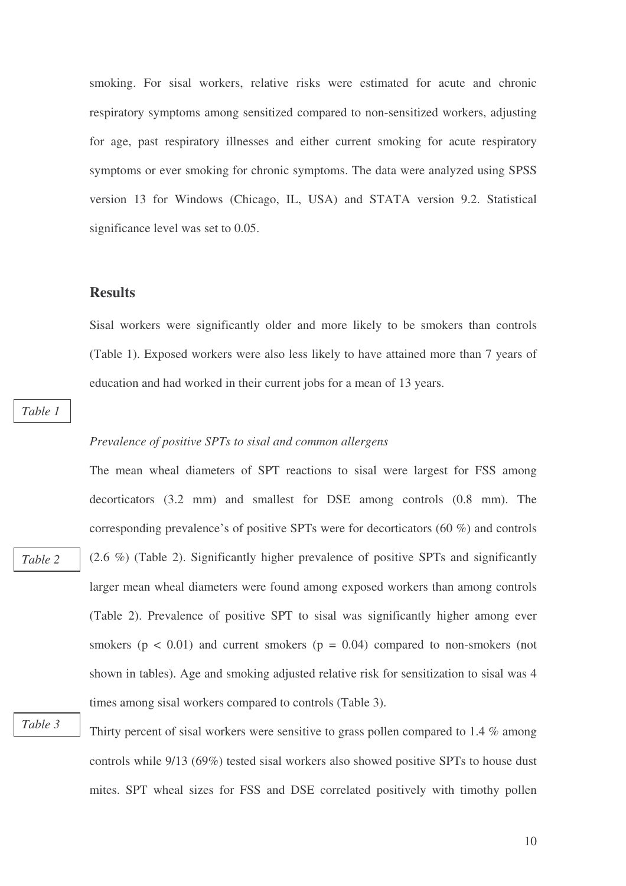smoking. For sisal workers, relative risks were estimated for acute and chronic respiratory symptoms among sensitized compared to non-sensitized workers, adjusting for age, past respiratory illnesses and either current smoking for acute respiratory symptoms or ever smoking for chronic symptoms. The data were analyzed using SPSS version 13 for Windows (Chicago, IL, USA) and STATA version 9.2. Statistical significance level was set to 0.05.

## Results

Sisal workers were significantly older and more likely to be smokers than controls (Table 1). Exposed workers were also less likely to have attained more than 7 years of education and had worked in their current jobs for a mean of 13 years.

*Table 1*

*Prevalence of positive SPTs to sisal and common allergens*

The mean wheal diameters of SPT reactions to sisal were largest for FSS among decorticators (3.2 mm) and smallest for DSE among controls (0.8 mm). The corresponding prevalence's of positive SPTs were for decorticators (60 %) and controls (2.6 %) (Table 2). Significantly higher prevalence of positive SPTs and significantly larger mean wheal diameters were found among exposed workers than among controls (Table 2). Prevalence of positive SPT to sisal was significantly higher among ever smokers ($p < 0.01$) and current smokers ($p = 0.04$) compared to non-smokers (not shown in tables). Age and smoking adjusted relative risk for sensitization to sisal was 4 times among sisal workers compared to controls (Table 3).

*Table 2*

*Table 3*

Thirty percent of sisal workers were sensitive to grass pollen compared to 1.4 % among controls while 9/13 (69%) tested sisal workers also showed positive SPTs to house dust mites. SPT wheal sizes for FSS and DSE correlated positively with timothy pollen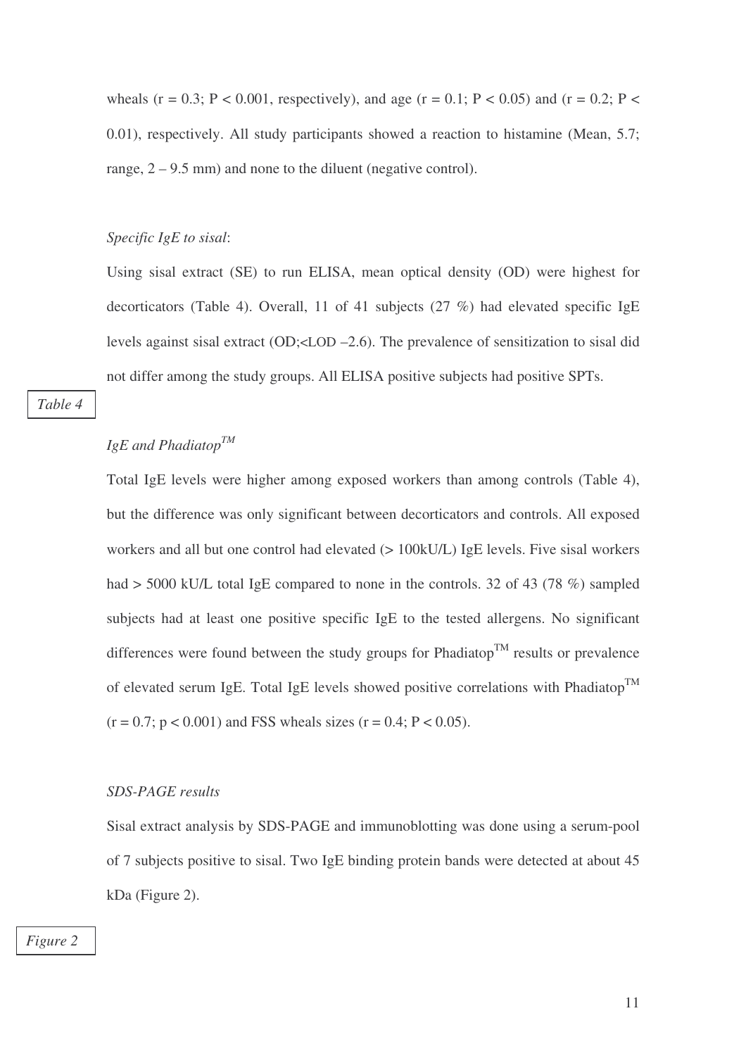wheals ($r = 0.3$; $P < 0.001$, respectively), and age ($r = 0.1$; $P < 0.05$) and ($r = 0.2$; $P < 0.01$), respectively. All study participants showed a reaction to histamine (Mean, 5.7; range, 2 – 9.5 mm) and none to the diluent (negative control).

*Specific IgE to sisal*:

Using sisal extract (SE) to run ELISA, mean optical density (OD) were highest for decorticators (Table 4). Overall, 11 of 41 subjects (27 %) had elevated specific IgE levels against sisal extract (OD;<LOD –2.6). The prevalence of sensitization to sisal did not differ among the study groups. All ELISA positive subjects had positive SPTs.

*Table 4*

*IgE and Phadiatop™*

Total IgE levels were higher among exposed workers than among controls (Table 4), but the difference was only significant between decorticators and controls. All exposed workers and all but one control had elevated (> 100kU/L) IgE levels. Five sisal workers had > 5000 kU/L total IgE compared to none in the controls. 32 of 43 (78 %) sampled subjects had at least one positive specific IgE to the tested allergens. No significant differences were found between the study groups for Phadiatop™ results or prevalence of elevated serum IgE. Total IgE levels showed positive correlations with Phadiatop™ ($r = 0.7$; $p < 0.001$) and FSS wheals sizes ($r = 0.4$; $P < 0.05$).

*SDS-PAGE results*

Sisal extract analysis by SDS-PAGE and immunoblotting was done using a serum-pool of 7 subjects positive to sisal. Two IgE binding protein bands were detected at about 45 kDa (Figure 2).

*Figure 2*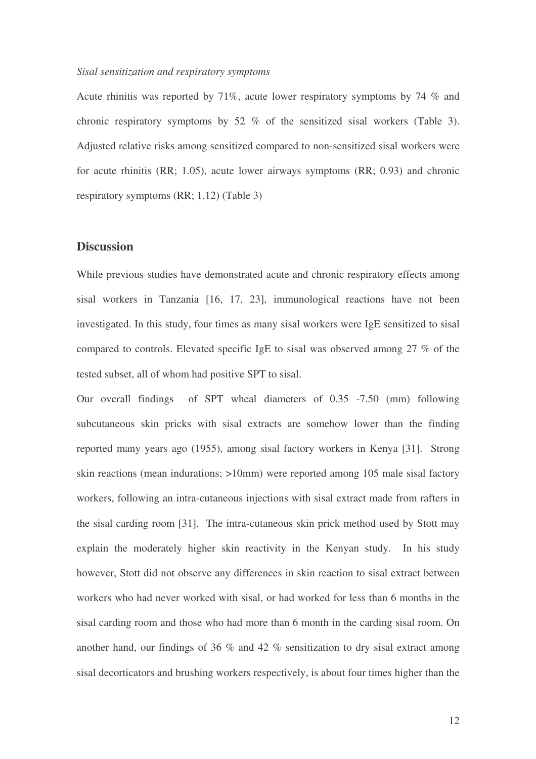*Sisal sensitization and respiratory symptoms*

Acute rhinitis was reported by 71%, acute lower respiratory symptoms by 74 % and chronic respiratory symptoms by 52 % of the sensitized sisal workers (Table 3). Adjusted relative risks among sensitized compared to non-sensitized sisal workers were for acute rhinitis (RR; 1.05), acute lower airways symptoms (RR; 0.93) and chronic respiratory symptoms (RR; 1.12) (Table 3)

## Discussion

While previous studies have demonstrated acute and chronic respiratory effects among sisal workers in Tanzania [16, 17, 23], immunological reactions have not been investigated. In this study, four times as many sisal workers were IgE sensitized to sisal compared to controls. Elevated specific IgE to sisal was observed among 27 % of the tested subset, all of whom had positive SPT to sisal.

Our overall findings of SPT wheal diameters of 0.35 -7.50 (mm) following subcutaneous skin pricks with sisal extracts are somehow lower than the finding reported many years ago (1955), among sisal factory workers in Kenya [31]. Strong skin reactions (mean indurations; >10mm) were reported among 105 male sisal factory workers, following an intra-cutaneous injections with sisal extract made from rafters in the sisal carding room [31]. The intra-cutaneous skin prick method used by Stott may explain the moderately higher skin reactivity in the Kenyan study. In his study however, Stott did not observe any differences in skin reaction to sisal extract between workers who had never worked with sisal, or had worked for less than 6 months in the sisal carding room and those who had more than 6 month in the carding sisal room. On another hand, our findings of 36 % and 42 % sensitization to dry sisal extract among sisal decorticators and brushing workers respectively, is about four times higher than the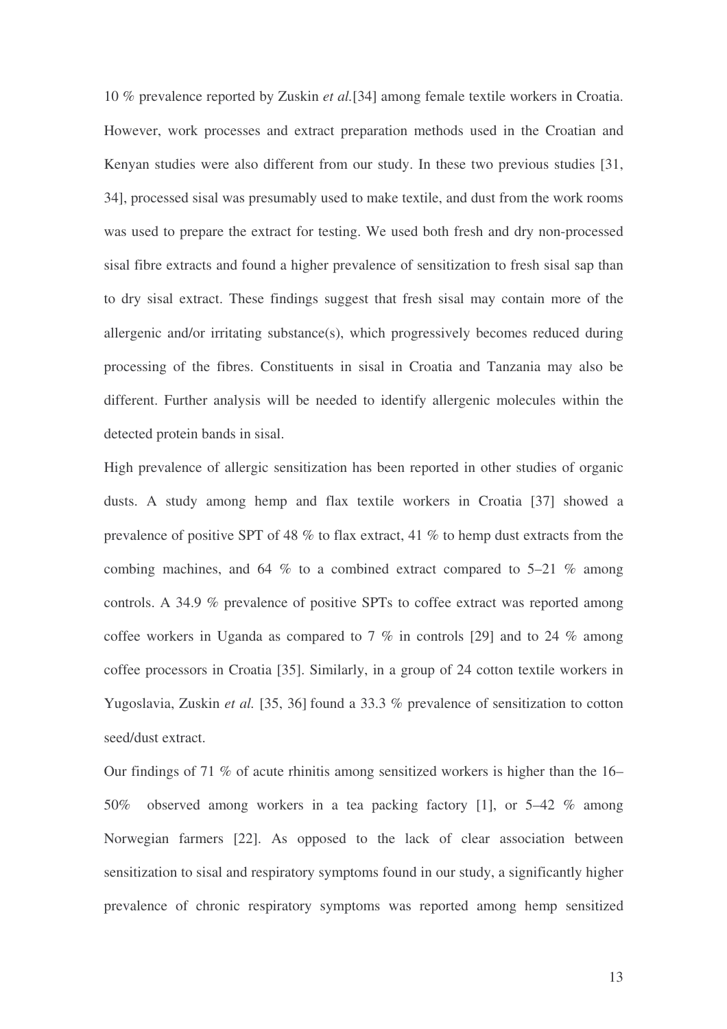10 % prevalence reported by Zuskin *et al.*[34] among female textile workers in Croatia. However, work processes and extract preparation methods used in the Croatian and Kenyan studies were also different from our study. In these two previous studies [31, 34], processed sisal was presumably used to make textile, and dust from the work rooms was used to prepare the extract for testing. We used both fresh and dry non-processed sisal fibre extracts and found a higher prevalence of sensitization to fresh sisal sap than to dry sisal extract. These findings suggest that fresh sisal may contain more of the allergenic and/or irritating substance(s), which progressively becomes reduced during processing of the fibres. Constituents in sisal in Croatia and Tanzania may also be different. Further analysis will be needed to identify allergenic molecules within the detected protein bands in sisal.

High prevalence of allergic sensitization has been reported in other studies of organic dusts. A study among hemp and flax textile workers in Croatia [37] showed a prevalence of positive SPT of 48 % to flax extract, 41 % to hemp dust extracts from the combing machines, and 64 % to a combined extract compared to 5–21 % among controls. A 34.9 % prevalence of positive SPTs to coffee extract was reported among coffee workers in Uganda as compared to 7 % in controls [29] and to 24 % among coffee processors in Croatia [35]. Similarly, in a group of 24 cotton textile workers in Yugoslavia, Zuskin *et al.* [35, 36] found a 33.3 % prevalence of sensitization to cotton seed/dust extract.

Our findings of 71 % of acute rhinitis among sensitized workers is higher than the 16–50% observed among workers in a tea packing factory [1], or 5–42 % among Norwegian farmers [22]. As opposed to the lack of clear association between sensitization to sisal and respiratory symptoms found in our study, a significantly higher prevalence of chronic respiratory symptoms was reported among hemp sensitized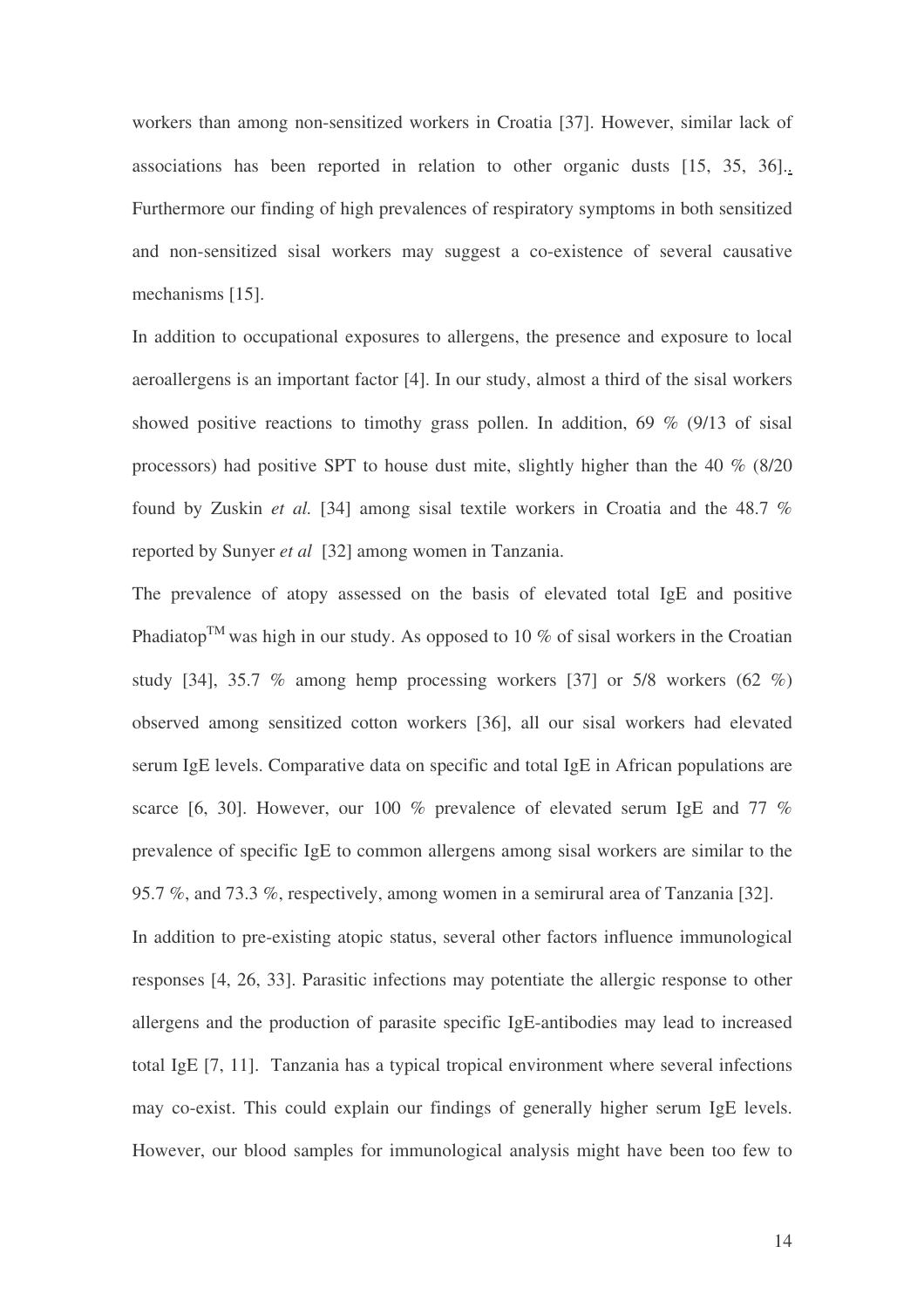workers than among non-sensitized workers in Croatia [37]. However, similar lack of associations has been reported in relation to other organic dusts [15, 35, 36].. Furthermore our finding of high prevalences of respiratory symptoms in both sensitized and non-sensitized sisal workers may suggest a co-existence of several causative mechanisms [15].

In addition to occupational exposures to allergens, the presence and exposure to local aeroallergens is an important factor [4]. In our study, almost a third of the sisal workers showed positive reactions to timothy grass pollen. In addition, 69 % (9/13 of sisal processors) had positive SPT to house dust mite, slightly higher than the 40 % (8/20 found by Zuskin *et al.* [34] among sisal textile workers in Croatia and the 48.7 % reported by Sunyer *et al* [32] among women in Tanzania.

The prevalence of atopy assessed on the basis of elevated total IgE and positive Phadiatop™ was high in our study. As opposed to 10 % of sisal workers in the Croatian study [34], 35.7 % among hemp processing workers [37] or 5/8 workers (62 %) observed among sensitized cotton workers [36], all our sisal workers had elevated serum IgE levels. Comparative data on specific and total IgE in African populations are scarce [6, 30]. However, our 100 % prevalence of elevated serum IgE and 77 % prevalence of specific IgE to common allergens among sisal workers are similar to the 95.7 %, and 73.3 %, respectively, among women in a semirural area of Tanzania [32].

In addition to pre-existing atopic status, several other factors influence immunological responses [4, 26, 33]. Parasitic infections may potentiate the allergic response to other allergens and the production of parasite specific IgE-antibodies may lead to increased total IgE [7, 11]. Tanzania has a typical tropical environment where several infections may co-exist. This could explain our findings of generally higher serum IgE levels. However, our blood samples for immunological analysis might have been too few to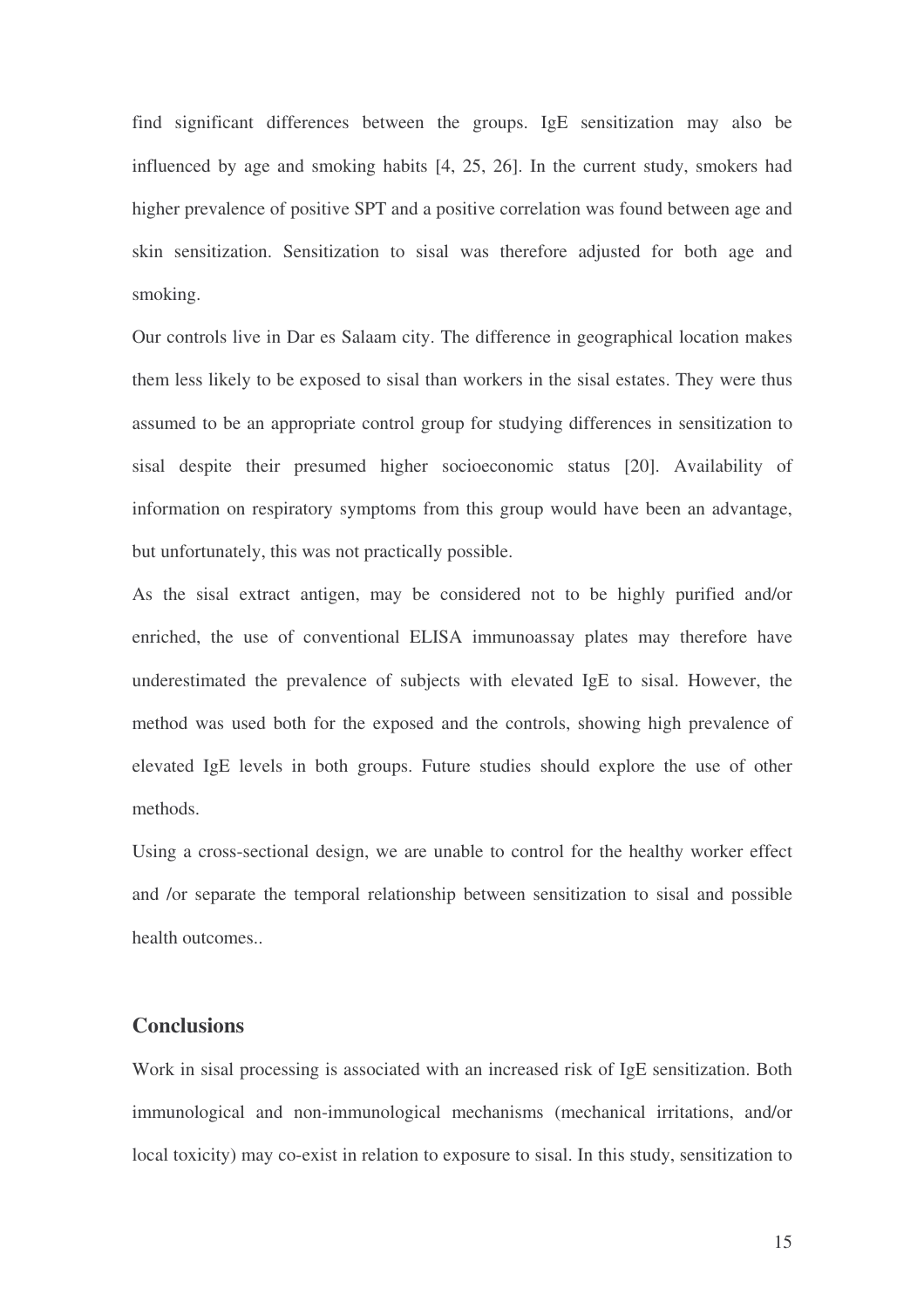find significant differences between the groups. IgE sensitization may also be influenced by age and smoking habits [4, 25, 26]. In the current study, smokers had higher prevalence of positive SPT and a positive correlation was found between age and skin sensitization. Sensitization to sisal was therefore adjusted for both age and smoking.

Our controls live in Dar es Salaam city. The difference in geographical location makes them less likely to be exposed to sisal than workers in the sisal estates. They were thus assumed to be an appropriate control group for studying differences in sensitization to sisal despite their presumed higher socioeconomic status [20]. Availability of information on respiratory symptoms from this group would have been an advantage, but unfortunately, this was not practically possible.

As the sisal extract antigen, may be considered not to be highly purified and/or enriched, the use of conventional ELISA immunoassay plates may therefore have underestimated the prevalence of subjects with elevated IgE to sisal. However, the method was used both for the exposed and the controls, showing high prevalence of elevated IgE levels in both groups. Future studies should explore the use of other methods.

Using a cross-sectional design, we are unable to control for the healthy worker effect and /or separate the temporal relationship between sensitization to sisal and possible health outcomes..

## Conclusions

Work in sisal processing is associated with an increased risk of IgE sensitization. Both immunological and non-immunological mechanisms (mechanical irritations, and/or local toxicity) may co-exist in relation to exposure to sisal. In this study, sensitization to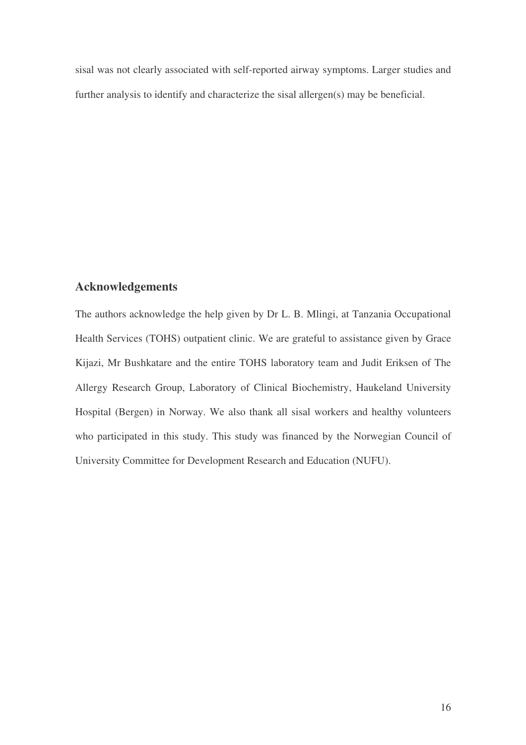sisal was not clearly associated with self-reported airway symptoms. Larger studies and further analysis to identify and characterize the sisal allergen(s) may be beneficial.

## Acknowledgements

The authors acknowledge the help given by Dr L. B. Mlingi, at Tanzania Occupational Health Services (TOHS) outpatient clinic. We are grateful to assistance given by Grace Kijazi, Mr Bushkatare and the entire TOHS laboratory team and Judit Eriksen of The Allergy Research Group, Laboratory of Clinical Biochemistry, Haukeland University Hospital (Bergen) in Norway. We also thank all sisal workers and healthy volunteers who participated in this study. This study was financed by the Norwegian Council of University Committee for Development Research and Education (NUFU).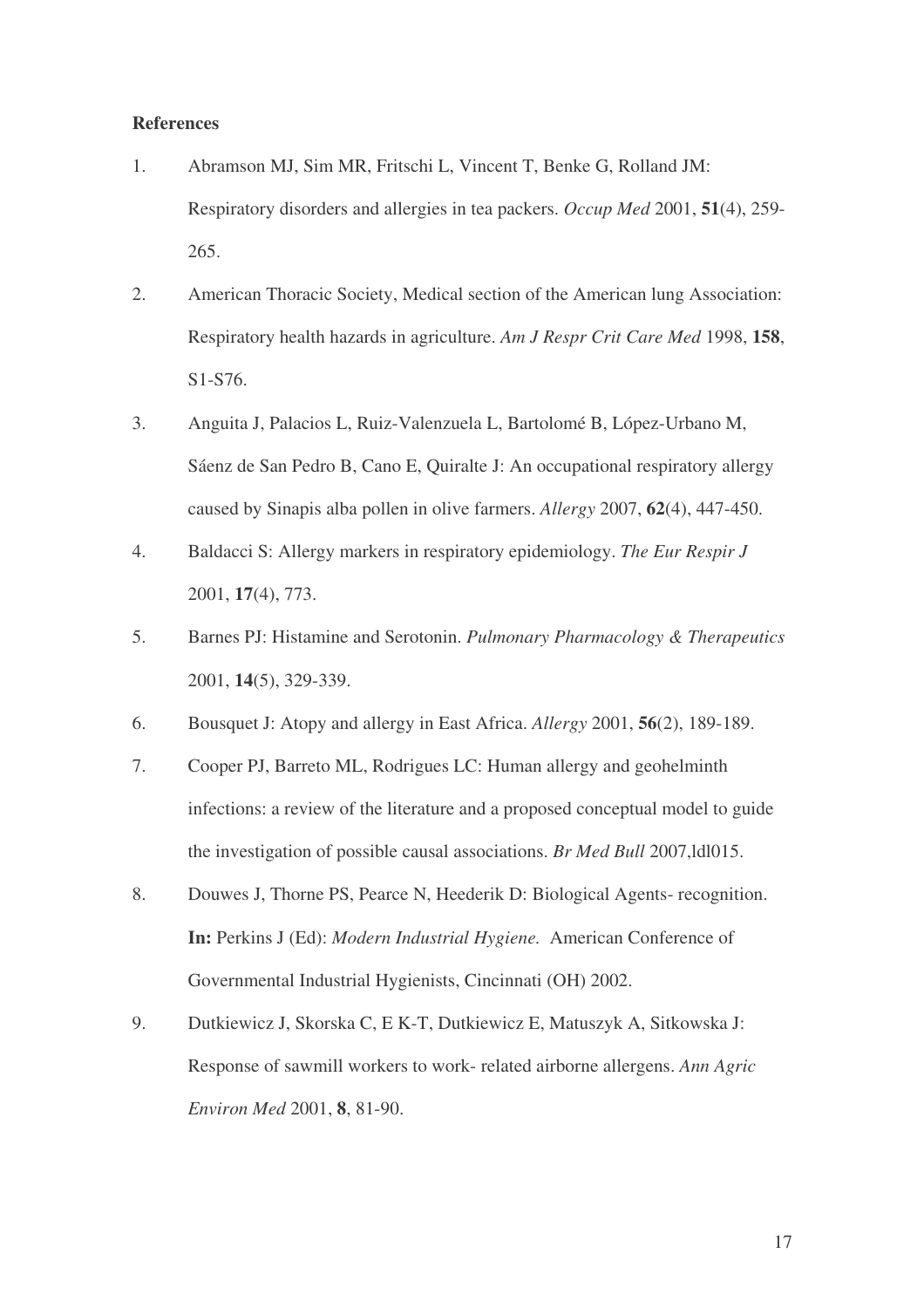**References**

1. Abramson MJ, Sim MR, Fritschi L, Vincent T, Benke G, Rolland JM: Respiratory disorders and allergies in tea packers. *Occup Med* 2001, **51**(4), 259-265.
2. American Thoracic Society, Medical section of the American lung Association: Respiratory health hazards in agriculture. *Am J Respr Crit Care Med* 1998, **158**, S1-S76.
3. Anguita J, Palacios L, Ruiz-Valenzuela L, Bartolomé B, López-Urbano M, Sáenz de San Pedro B, Cano E, Quiralte J: An occupational respiratory allergy caused by Sinapis alba pollen in olive farmers. *Allergy* 2007, **62**(4), 447-450.
4. Baldacci S: Allergy markers in respiratory epidemiology. *The Eur Respir J* 2001, **17**(4), 773.
5. Barnes PJ: Histamine and Serotonin. *Pulmonary Pharmacology & Therapeutics* 2001, **14**(5), 329-339.
6. Bousquet J: Atopy and allergy in East Africa. *Allergy* 2001, **56**(2), 189-189.
7. Cooper PJ, Barreto ML, Rodrigues LC: Human allergy and geohelminth infections: a review of the literature and a proposed conceptual model to guide the investigation of possible causal associations. *Br Med Bull* 2007,ldl015.
8. Douwes J, Thorne PS, Pearce N, Heederik D: Biological Agents- recognition. **In:** Perkins J (Ed): *Modern Industrial Hygiene.* American Conference of Governmental Industrial Hygienists, Cincinnati (OH) 2002.
9. Dutkiewicz J, Skorska C, E K-T, Dutkiewicz E, Matuszyk A, Sitkowska J: Response of sawmill workers to work- related airborne allergens. *Ann Agric Environ Med* 2001, **8**, 81-90.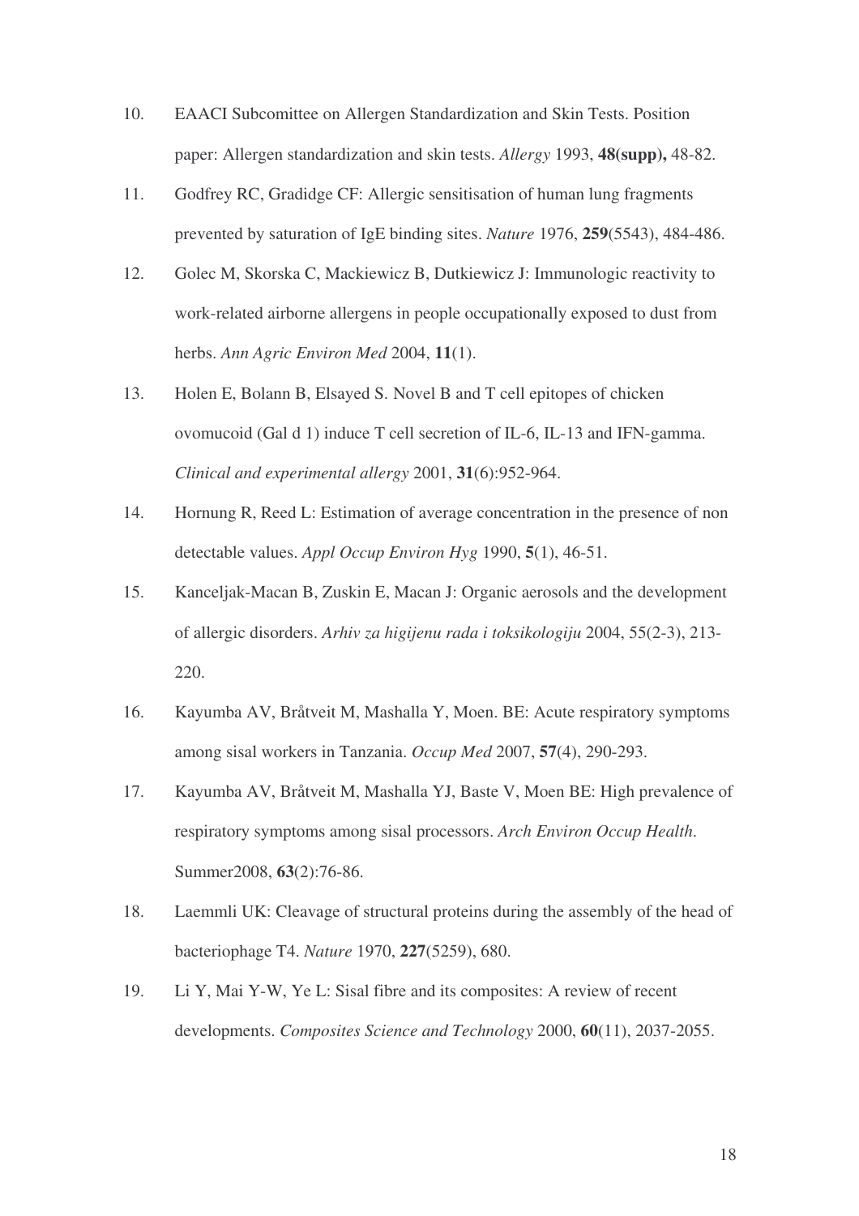10. EAACI Subcomittee on Allergen Standardization and Skin Tests. Position paper: Allergen standardization and skin tests. *Allergy* 1993, **48(supp),** 48-82.

11. Godfrey RC, Gradidge CF: Allergic sensitisation of human lung fragments prevented by saturation of IgE binding sites. *Nature* 1976, **259**(5543), 484-486.

12. Golec M, Skorska C, Mackiewicz B, Dutkiewicz J: Immunologic reactivity to work-related airborne allergens in people occupationally exposed to dust from herbs. *Ann Agric Environ Med* 2004, **11**(1).

13. Holen E, Bolann B, Elsayed S. Novel B and T cell epitopes of chicken ovomucoid (Gal d 1) induce T cell secretion of IL-6, IL-13 and IFN-gamma. *Clinical and experimental allergy* 2001, **31**(6):952-964.

14. Hornung R, Reed L: Estimation of average concentration in the presence of non detectable values. *Appl Occup Environ Hyg* 1990, **5**(1), 46-51.

15. Kanceljak-Macan B, Zuskin E, Macan J: Organic aerosols and the development of allergic disorders. *Arhiv za higijenu rada i toksikologiju* 2004, 55(2-3), 213-220.

16. Kayumba AV, Bråtveit M, Mashalla Y, Moen. BE: Acute respiratory symptoms among sisal workers in Tanzania. *Occup Med* 2007, **57**(4), 290-293.

17. Kayumba AV, Bråtveit M, Mashalla YJ, Baste V, Moen BE: High prevalence of respiratory symptoms among sisal processors. *Arch Environ Occup Health*. Summer2008, **63**(2):76-86.

18. Laemmli UK: Cleavage of structural proteins during the assembly of the head of bacteriophage T4. *Nature* 1970, **227**(5259), 680.

19. Li Y, Mai Y-W, Ye L: Sisal fibre and its composites: A review of recent developments. *Composites Science and Technology* 2000, **60**(11), 2037-2055.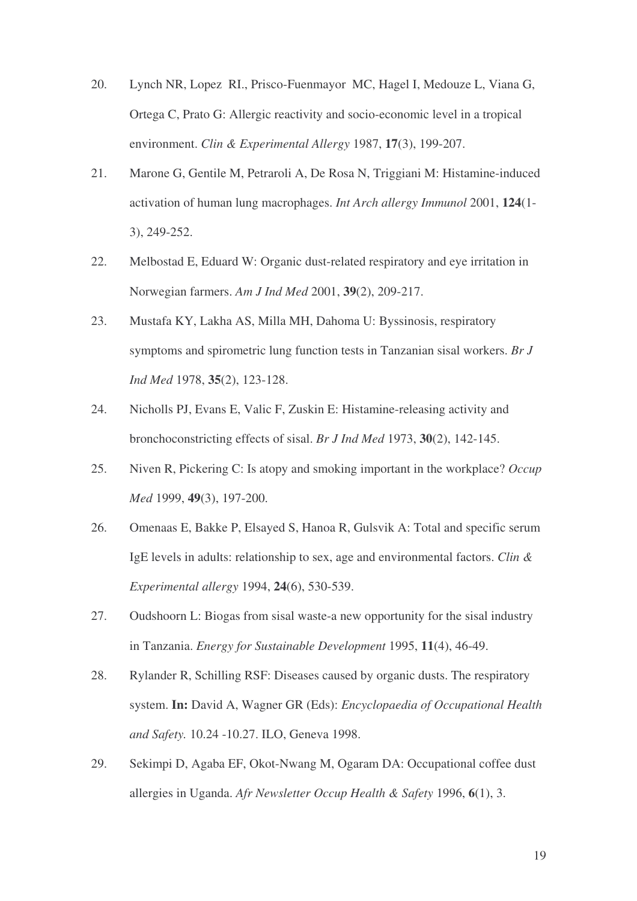20. Lynch NR, Lopez RI., Prisco-Fuenmayor MC, Hagel I, Medouze L, Viana G, Ortega C, Prato G: Allergic reactivity and socio-economic level in a tropical environment. *Clin & Experimental Allergy* 1987, **17**(3), 199-207.

21. Marone G, Gentile M, Petraroli A, De Rosa N, Triggiani M: Histamine-induced activation of human lung macrophages. *Int Arch allergy Immunol* 2001, **124**(1-3), 249-252.

22. Melbostad E, Eduard W: Organic dust-related respiratory and eye irritation in Norwegian farmers. *Am J Ind Med* 2001, **39**(2), 209-217.

23. Mustafa KY, Lakha AS, Milla MH, Dahoma U: Byssinosis, respiratory symptoms and spirometric lung function tests in Tanzanian sisal workers. *Br J Ind Med* 1978, **35**(2), 123-128.

24. Nicholls PJ, Evans E, Valic F, Zuskin E: Histamine-releasing activity and bronchoconstricting effects of sisal. *Br J Ind Med* 1973, **30**(2), 142-145.

25. Niven R, Pickering C: Is atopy and smoking important in the workplace? *Occup Med* 1999, **49**(3), 197-200.

26. Omenaas E, Bakke P, Elsayed S, Hanoa R, Gulsvik A: Total and specific serum IgE levels in adults: relationship to sex, age and environmental factors. *Clin & Experimental allergy* 1994, **24**(6), 530-539.

27. Oudshoorn L: Biogas from sisal waste-a new opportunity for the sisal industry in Tanzania. *Energy for Sustainable Development* 1995, **11**(4), 46-49.

28. Rylander R, Schilling RSF: Diseases caused by organic dusts. The respiratory system. **In:** David A, Wagner GR (Eds): *Encyclopaedia of Occupational Health and Safety.* 10.24 -10.27. ILO, Geneva 1998.

29. Sekimpi D, Agaba EF, Okot-Nwang M, Ogaram DA: Occupational coffee dust allergies in Uganda. *Afr Newsletter Occup Health & Safety* 1996, **6**(1), 3.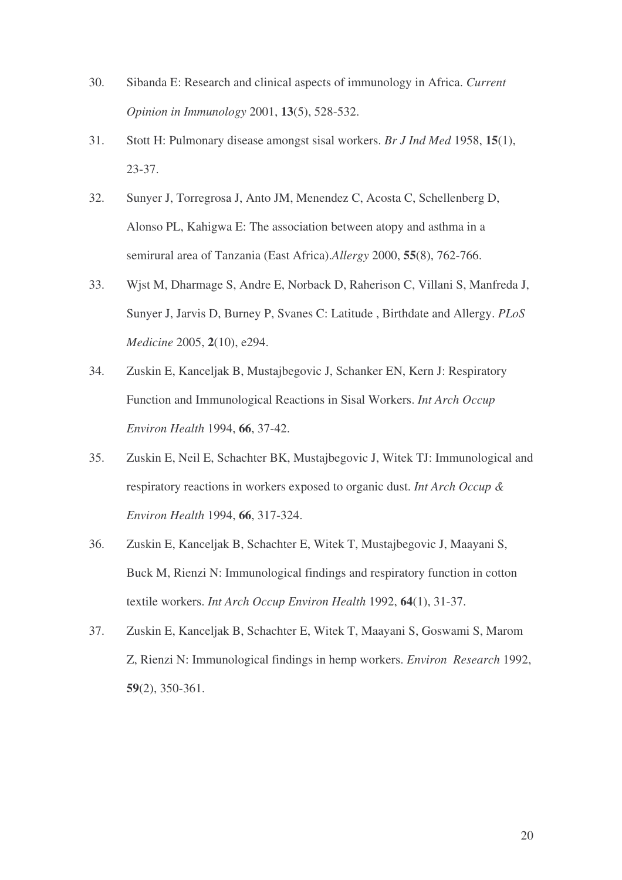30. Sibanda E: Research and clinical aspects of immunology in Africa. *Current Opinion in Immunology* 2001, **13**(5), 528-532.

31. Stott H: Pulmonary disease amongst sisal workers. *Br J Ind Med* 1958, **15**(1), 23-37.

32. Sunyer J, Torregrosa J, Anto JM, Menendez C, Acosta C, Schellenberg D, Alonso PL, Kahigwa E: The association between atopy and asthma in a semirural area of Tanzania (East Africa).*Allergy* 2000, **55**(8), 762-766.

33. Wjst M, Dharmage S, Andre E, Norback D, Raherison C, Villani S, Manfreda J, Sunyer J, Jarvis D, Burney P, Svanes C: Latitude , Birthdate and Allergy. *PLoS Medicine* 2005, **2**(10), e294.

34. Zuskin E, Kanceljak B, Mustajbegovic J, Schanker EN, Kern J: Respiratory Function and Immunological Reactions in Sisal Workers. *Int Arch Occup Environ Health* 1994, **66**, 37-42.

35. Zuskin E, Neil E, Schachter BK, Mustajbegovic J, Witek TJ: Immunological and respiratory reactions in workers exposed to organic dust. *Int Arch Occup & Environ Health* 1994, **66**, 317-324.

36. Zuskin E, Kanceljak B, Schachter E, Witek T, Mustajbegovic J, Maayani S, Buck M, Rienzi N: Immunological findings and respiratory function in cotton textile workers. *Int Arch Occup Environ Health* 1992, **64**(1), 31-37.

37. Zuskin E, Kanceljak B, Schachter E, Witek T, Maayani S, Goswami S, Marom Z, Rienzi N: Immunological findings in hemp workers. *Environ Research* 1992, **59**(2), 350-361.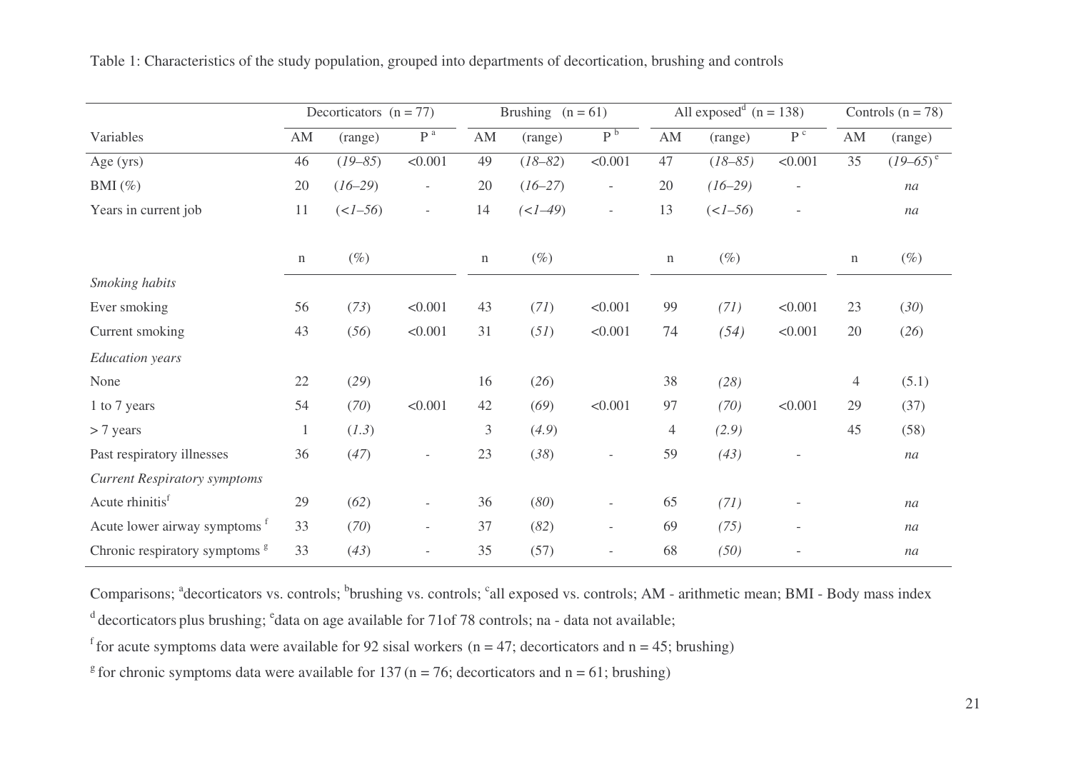Table 1: Characteristics of the study population, grouped into departments of decortication, brushing and controls

| | Decorticators (n = 77) | | | Brushing (n = 61) | | | All exposed[d] (n = 138) | | | Controls (n = 78) | |
|---|---|---|---|---|---|---|---|---|---|---|---|
| Variables | AM | (range) | P [a] | AM | (range) | P [b] | AM | (range) | P [c] | AM | (range) |
| Age (yrs) | 46 | *(19–85)* | <0.001 | 49 | *(18–82)* | <0.001 | 47 | *(18–85)* | <0.001 | 35 | *(19–65)* [e] |
| BMI (%) | 20 | *(16–29)* | - | 20 | *(16–27)* | - | 20 | *(16–29)* | - | | *na* |
| Years in current job | 11 | *(<1–56)* | - | 14 | *(<1–49)* | - | 13 | *(<1–56)* | - | | *na* |
| | n | (%) | | n | (%) | | n | (%) | | n | (%) |
| *Smoking habits* | | | | | | | | | | | |
| Ever smoking | 56 | *(73)* | <0.001 | 43 | *(71)* | <0.001 | 99 | *(71)* | <0.001 | 23 | *(30)* |
| Current smoking | 43 | *(56)* | <0.001 | 31 | *(51)* | <0.001 | 74 | *(54)* | <0.001 | 20 | *(26)* |
| *Education years* | | | | | | | | | | | |
| None | 22 | *(29)* | | 16 | *(26)* | | 38 | *(28)* | | 4 | (5.1) |
| 1 to 7 years | 54 | *(70)* | <0.001 | 42 | *(69)* | <0.001 | 97 | *(70)* | <0.001 | 29 | (37) |
| > 7 years | 1 | *(1.3)* | | 3 | *(4.9)* | | 4 | *(2.9)* | | 45 | (58) |
| Past respiratory illnesses | 36 | *(47)* | - | 23 | *(38)* | - | 59 | *(43)* | - | | *na* |
| *Current Respiratory symptoms* | | | | | | | | | | | |
| Acute rhinitis[f] | 29 | *(62)* | - | 36 | *(80)* | - | 65 | *(71)* | - | | *na* |
| Acute lower airway symptoms [f] | 33 | *(70)* | - | 37 | *(82)* | - | 69 | *(75)* | - | | *na* |
| Chronic respiratory symptoms [g] | 33 | *(43)* | - | 35 | (57) | - | 68 | *(50)* | - | | *na* |

Comparisons; [a]decorticators vs. controls; [b]brushing vs. controls; [c]all exposed vs. controls; AM - arithmetic mean; BMI - Body mass index

[d] decorticators plus brushing; [e]data on age available for 71of 78 controls; na - data not available;

[f] for acute symptoms data were available for 92 sisal workers (n = 47; decorticators and n = 45; brushing)

[g] for chronic symptoms data were available for 137 (n = 76; decorticators and n = 61; brushing)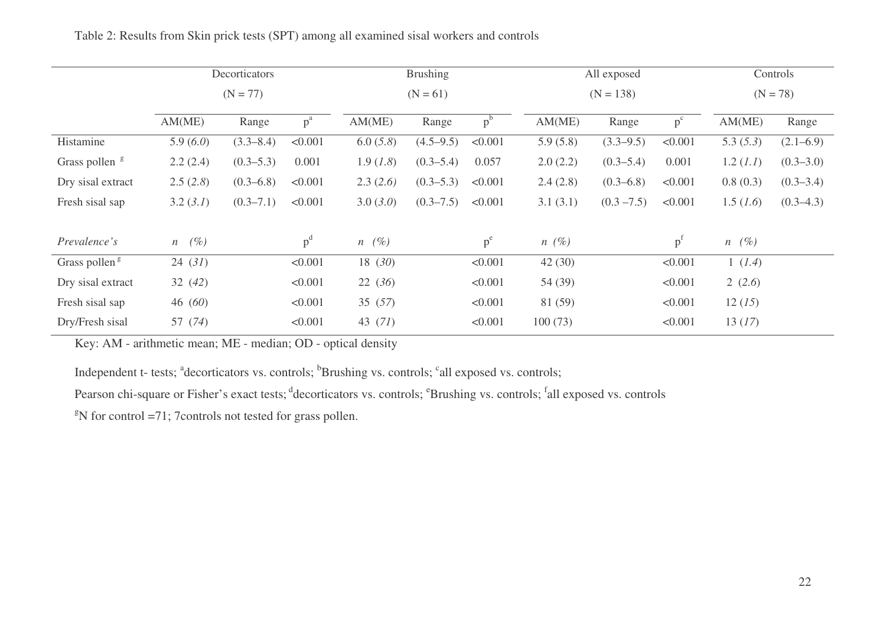Table 2: Results from Skin prick tests (SPT) among all examined sisal workers and controls

| | Decorticators (N = 77) | | | Brushing (N = 61) | | | All exposed (N = 138) | | | Controls (N = 78) | |
|---|---|---|---|---|---|---|---|---|---|---|---|
| | AM(ME) | Range | p[a] | AM(ME) | Range | p[b] | AM(ME) | Range | p[c] | AM(ME) | Range |
| Histamine | 5.9 (*6.0*) | (3.3–8.4) | <0.001 | 6.0 (*5.8*) | (4.5–9.5) | <0.001 | 5.9 (5.8) | (3.3–9.5) | <0.001 | 5.3 (*5.3*) | (2.1–6.9) |
| Grass pollen [g] | 2.2 (2.4) | (0.3–5.3) | 0.001 | 1.9 (*1.8*) | (0.3–5.4) | 0.057 | 2.0 (2.2) | (0.3–5.4) | 0.001 | 1.2 (*1.1*) | (0.3–3.0) |
| Dry sisal extract | 2.5 (*2.8*) | (0.3–6.8) | <0.001 | 2.3 (*2.6*) | (0.3–5.3) | <0.001 | 2.4 (2.8) | (0.3–6.8) | <0.001 | 0.8 (0.3) | (0.3–3.4) |
| Fresh sisal sap | 3.2 (*3.1*) | (0.3–7.1) | <0.001 | 3.0 (*3.0*) | (0.3–7.5) | <0.001 | 3.1 (3.1) | (0.3 –7.5) | <0.001 | 1.5 (*1.6*) | (0.3–4.3) |
| | | | | | | | | | | | |
| *Prevalence's* | *n (%)* | | p[d] | *n (%)* | | p[e] | *n (%)* | | p[f] | *n (%)* | |
| Grass pollen [g] | 24 (*31*) | | <0.001 | 18 (*30*) | | <0.001 | 42 (30) | | <0.001 | 1 (*1.4*) | |
| Dry sisal extract | 32 (*42*) | | <0.001 | 22 (*36*) | | <0.001 | 54 (39) | | <0.001 | 2 (*2.6*) | |
| Fresh sisal sap | 46 (*60*) | | <0.001 | 35 (*57*) | | <0.001 | 81 (59) | | <0.001 | 12 (*15*) | |
| Dry/Fresh sisal | 57 (*74*) | | <0.001 | 43 (*71*) | | <0.001 | 100 (73) | | <0.001 | 13 (*17*) | |

Key: AM - arithmetic mean; ME - median; OD - optical density

Independent t- tests; [a]decorticators vs. controls; [b]Brushing vs. controls; [c]all exposed vs. controls;

Pearson chi-square or Fisher's exact tests; [d]decorticators vs. controls; [e]Brushing vs. controls; [f]all exposed vs. controls

[g]N for control =71; 7controls not tested for grass pollen.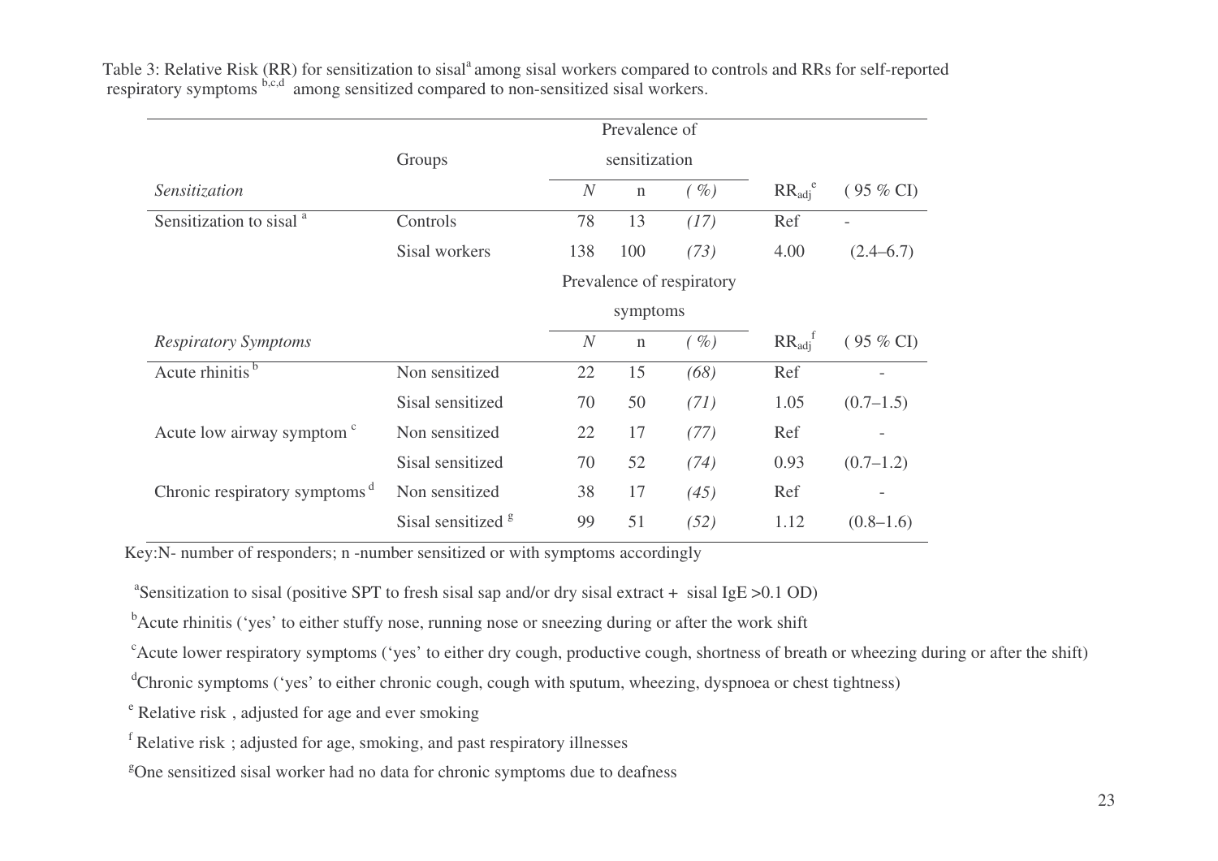Table 3: Relative Risk (RR) for sensitization to sisal[a] among sisal workers compared to controls and RRs for self-reported respiratory symptoms [b,c,d] among sensitized compared to non-sensitized sisal workers.

| | Groups | Prevalence of sensitization | | | | |
|---|---|---|---|---|---|---|
| *Sensitization* | | *N* | n | *( %)* | $RR_{adj}$[e] | ( 95 % CI) |
| Sensitization to sisal [a] | Controls | 78 | 13 | *(17)* | Ref | - |
| | Sisal workers | 138 | 100 | *(73)* | 4.00 | (2.4–6.7) |
| | | Prevalence of respiratory symptoms | | | | |
| *Respiratory Symptoms* | | *N* | n | *( %)* | $RR_{adj}$[f] | ( 95 % CI) |
| Acute rhinitis [b] | Non sensitized | 22 | 15 | *(68)* | Ref | - |
| | Sisal sensitized | 70 | 50 | *(71)* | 1.05 | (0.7–1.5) |
| Acute low airway symptom [c] | Non sensitized | 22 | 17 | *(77)* | Ref | - |
| | Sisal sensitized | 70 | 52 | *(74)* | 0.93 | (0.7–1.2) |
| Chronic respiratory symptoms [d] | Non sensitized | 38 | 17 | *(45)* | Ref | - |
| | Sisal sensitized [g] | 99 | 51 | *(52)* | 1.12 | (0.8–1.6) |

Key:N- number of responders; n -number sensitized or with symptoms accordingly

[a]Sensitization to sisal (positive SPT to fresh sisal sap and/or dry sisal extract + sisal IgE >0.1 OD)

[b]Acute rhinitis ('yes' to either stuffy nose, running nose or sneezing during or after the work shift

[c]Acute lower respiratory symptoms ('yes' to either dry cough, productive cough, shortness of breath or wheezing during or after the shift)

[d]Chronic symptoms ('yes' to either chronic cough, cough with sputum, wheezing, dyspnoea or chest tightness)

[e] Relative risk , adjusted for age and ever smoking

[f] Relative risk ; adjusted for age, smoking, and past respiratory illnesses

[g]One sensitized sisal worker had no data for chronic symptoms due to deafness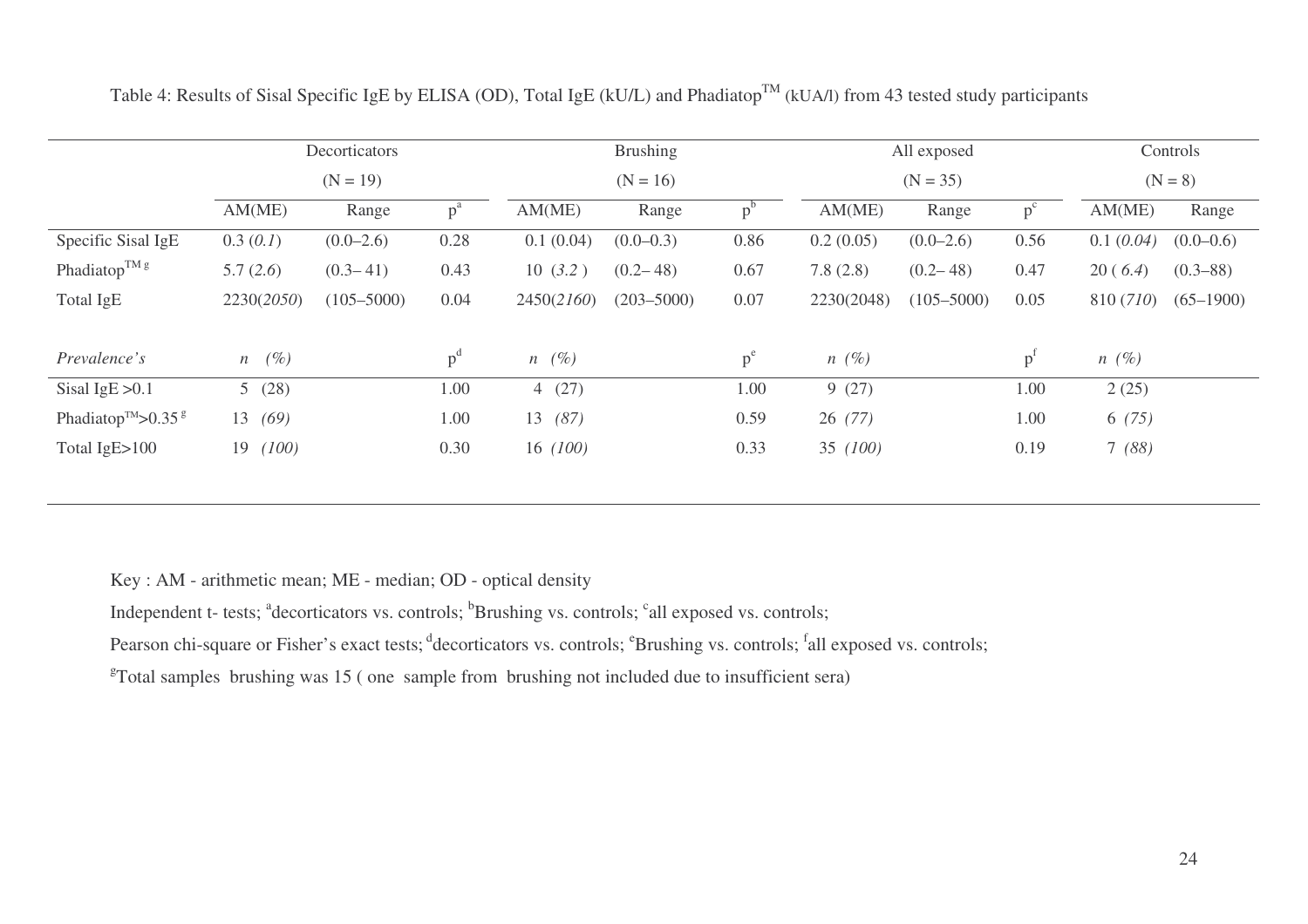Table 4: Results of Sisal Specific IgE by ELISA (OD), Total IgE (kU/L) and Phadiatop™ (kUA/l) from 43 tested study participants

| | Decorticators (N = 19) | | | Brushing (N = 16) | | | All exposed (N = 35) | | | Controls (N = 8) | |
|---|---|---|---|---|---|---|---|---|---|---|---|
| | AM(ME) | Range | p[a] | AM(ME) | Range | p[b] | AM(ME) | Range | p[c] | AM(ME) | Range |
| Specific Sisal IgE | 0.3 (*0.1*) | (0.0–2.6) | 0.28 | 0.1 (0.04) | (0.0–0.3) | 0.86 | 0.2 (0.05) | (0.0–2.6) | 0.56 | 0.1 (*0.04*) | (0.0–0.6) |
| Phadiatop™ [g] | 5.7 (*2.6*) | (0.3– 41) | 0.43 | 10 (*3.2* ) | (0.2– 48) | 0.67 | 7.8 (2.8) | (0.2– 48) | 0.47 | 20 ( *6.4*) | (0.3–88) |
| Total IgE | 2230(*2050*) | (105–5000) | 0.04 | 2450(*2160*) | (203–5000) | 0.07 | 2230(2048) | (105–5000) | 0.05 | 810 (*710*) | (65–1900) |
| *Prevalence's* | *n (%)* | | p[d] | *n (%)* | | p[e] | *n (%)* | | p[f] | *n (%)* | |
| Sisal IgE >0.1 | 5 (28) | | 1.00 | 4 (27) | | 1.00 | 9 (27) | | 1.00 | 2 (25) | |
| Phadiatop™>0.35 [g] | 13 *(69)* | | 1.00 | 13 *(87)* | | 0.59 | 26 *(77)* | | 1.00 | 6 *(75)* | |
| Total IgE>100 | 19 *(100)* | | 0.30 | 16 *(100)* | | 0.33 | 35 *(100)* | | 0.19 | 7 *(88)* | |

Key : AM - arithmetic mean; ME - median; OD - optical density

Independent t- tests; [a]decorticators vs. controls; [b]Brushing vs. controls; [c]all exposed vs. controls;

Pearson chi-square or Fisher's exact tests; [d]decorticators vs. controls; [e]Brushing vs. controls; [f]all exposed vs. controls;

[g]Total samples brushing was 15 ( one sample from brushing not included due to insufficient sera)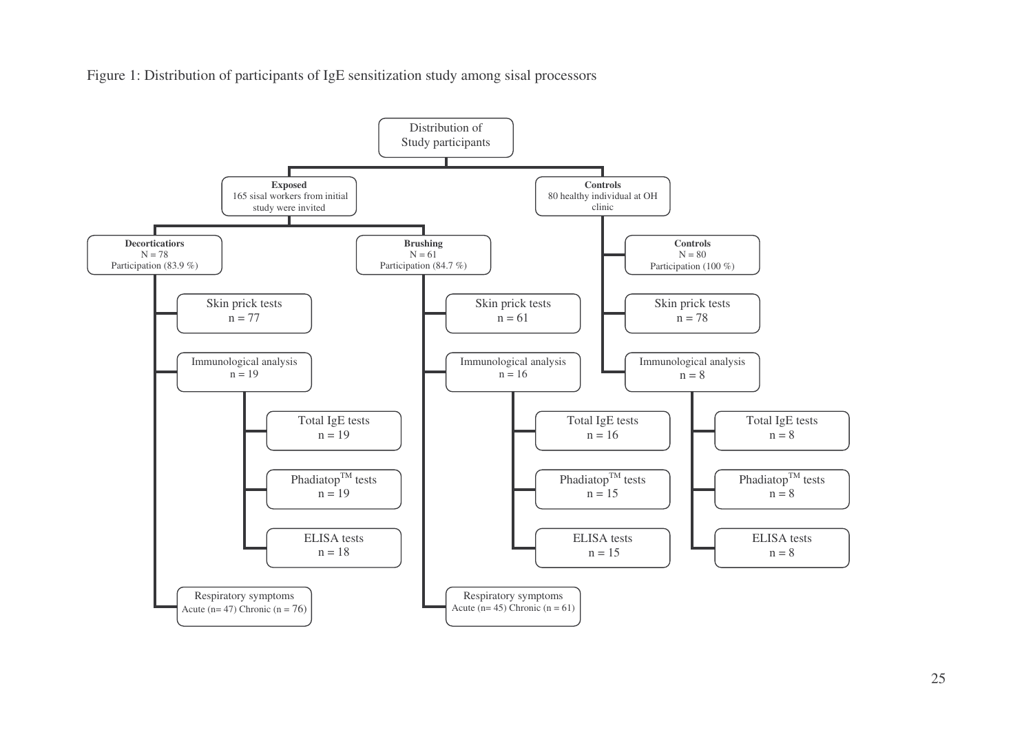Figure 1: Distribution of participants of IgE sensitization study among sisal processors

- Distribution of Study participants
  - **Exposed** — 165 sisal workers from initial study were invited
    - **Decorticatiors** — N = 78, Participation (83.9 %)
      - Skin prick tests n = 77
      - Immunological analysis n = 19
        - Total IgE tests n = 19
        - Phadiatop™ tests n = 19
        - ELISA tests n = 18
      - Respiratory symptoms Acute (n= 47) Chronic (n = 76)
    - **Brushing** — N = 61, Participation (84.7 %)
      - Skin prick tests n = 61
      - Immunological analysis n = 16
        - Total IgE tests n = 16
        - Phadiatop™ tests n = 15
        - ELISA tests n = 15
      - Respiratory symptoms Acute (n= 45) Chronic (n = 61)
  - **Controls** — 80 healthy individual at OH clinic
    - **Controls** — N = 80, Participation (100 %)
    - Skin prick tests n = 78
    - Immunological analysis n = 8
      - Total IgE tests n = 8
      - Phadiatop™ tests n = 8
      - ELISA tests n = 8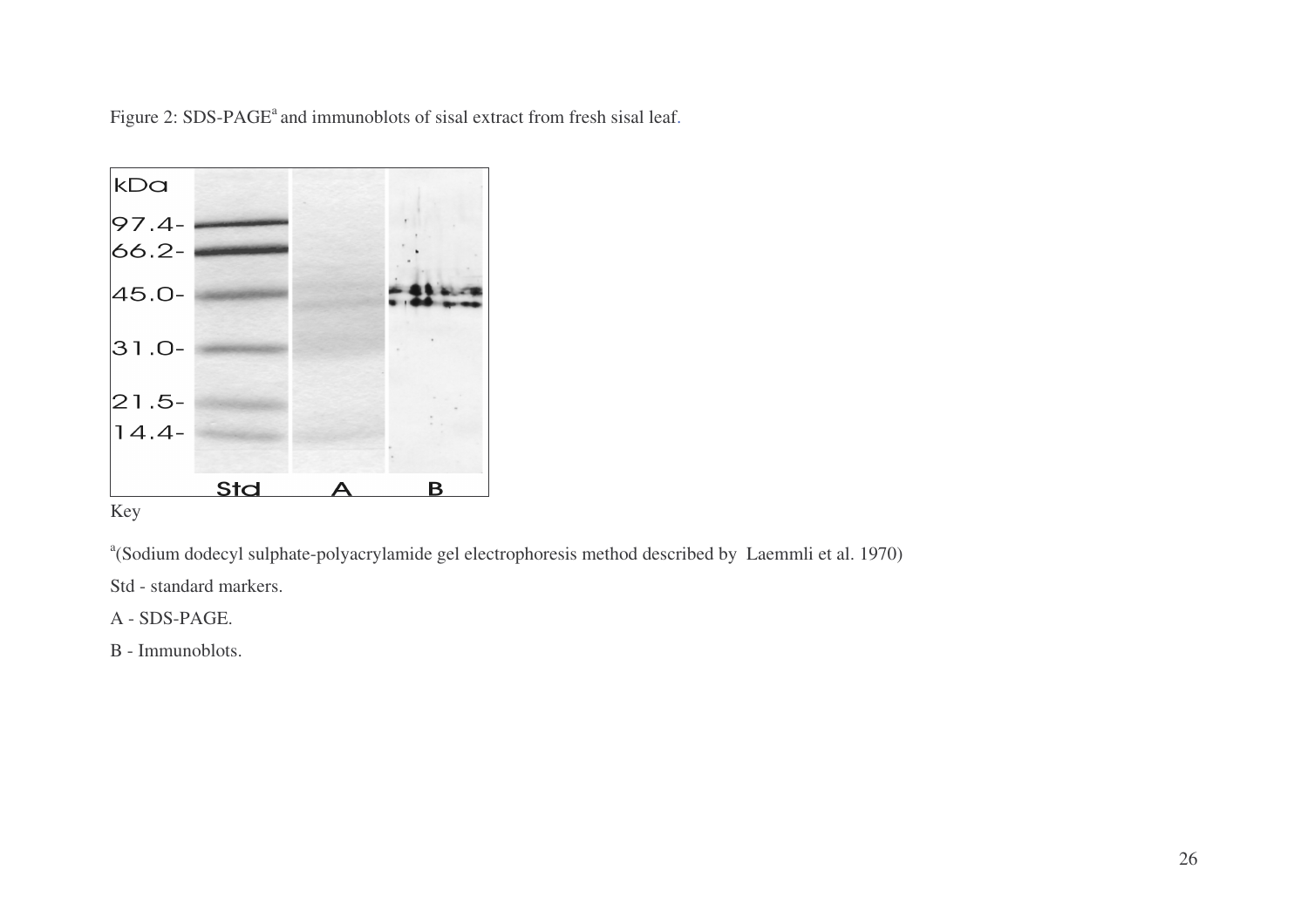Figure 2: SDS-PAGE[a] and immunoblots of sisal extract from fresh sisal leaf.

kDa

97.4-

66.2-

45.0-

31.0-

21.5-

14.4-

Std A B

Key

[a](Sodium dodecyl sulphate-polyacrylamide gel electrophoresis method described by Laemmli et al. 1970)

Std - standard markers.

A - SDS-PAGE.

B - Immunoblots.